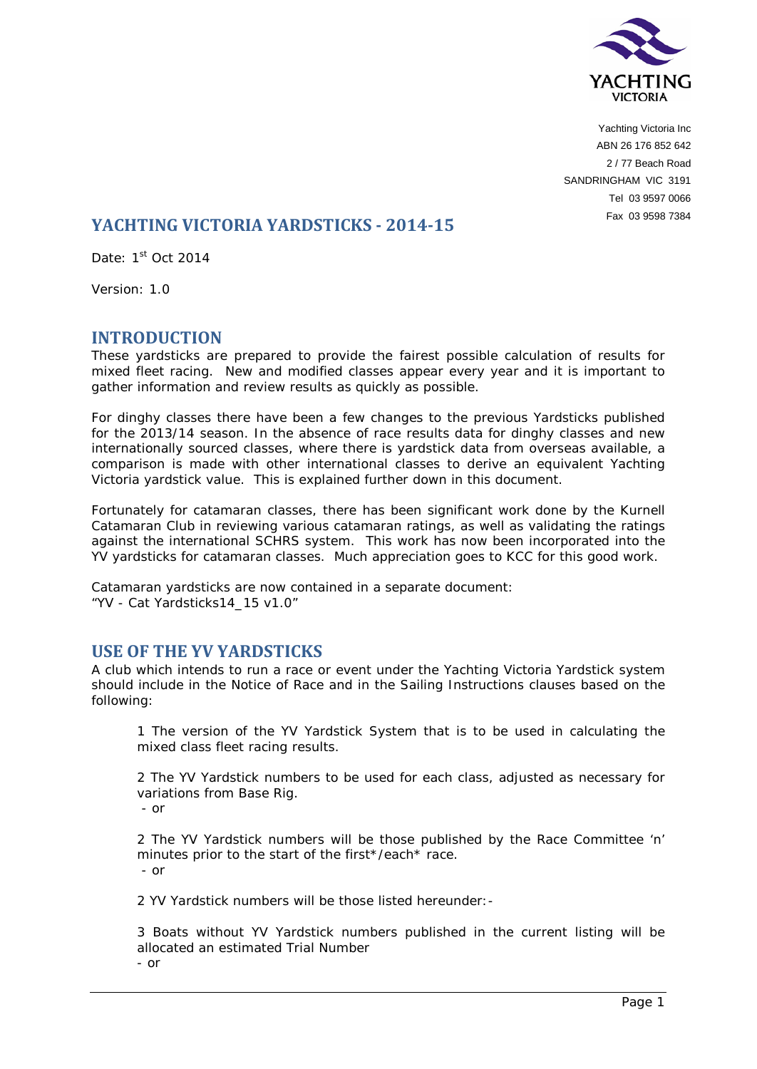Yachting Victoria Inc
ABN 26 176 852 642
2 / 77 Beach Road
SANDRINGHAM VIC 3191
Tel 03 9597 0066
Fax 03 9598 7384

# YACHTING VICTORIA YARDSTICKS - 2014-15

Date: 1st Oct 2014

Version: 1.0

## INTRODUCTION

These yardsticks are prepared to provide the fairest possible calculation of results for mixed fleet racing. New and modified classes appear every year and it is important to gather information and review results as quickly as possible.

For dinghy classes there have been a few changes to the previous Yardsticks published for the 2013/14 season. In the absence of race results data for dinghy classes and new internationally sourced classes, where there is yardstick data from overseas available, a comparison is made with other international classes to derive an equivalent Yachting Victoria yardstick value. This is explained further down in this document.

Fortunately for catamaran classes, there has been significant work done by the Kurnell Catamaran Club in reviewing various catamaran ratings, as well as validating the ratings against the international SCHRS system. This work has now been incorporated into the YV yardsticks for catamaran classes. Much appreciation goes to KCC for this good work.

Catamaran yardsticks are now contained in a separate document:
"YV - Cat Yardsticks14_15 v1.0"

## USE OF THE YV YARDSTICKS

A club which intends to run a race or event under the Yachting Victoria Yardstick system should include in the Notice of Race and in the Sailing Instructions clauses based on the following:

> 1 The version of the YV Yardstick System that is to be used in calculating the mixed class fleet racing results.
>
> 2 The YV Yardstick numbers to be used for each class, adjusted as necessary for variations from Base Rig.
> - or
>
> 2 The YV Yardstick numbers will be those published by the Race Committee 'n' minutes prior to the start of the first*/each* race.
> - or
>
> 2 YV Yardstick numbers will be those listed hereunder:-
>
> 3 Boats without YV Yardstick numbers published in the current listing will be allocated an estimated Trial Number
> - or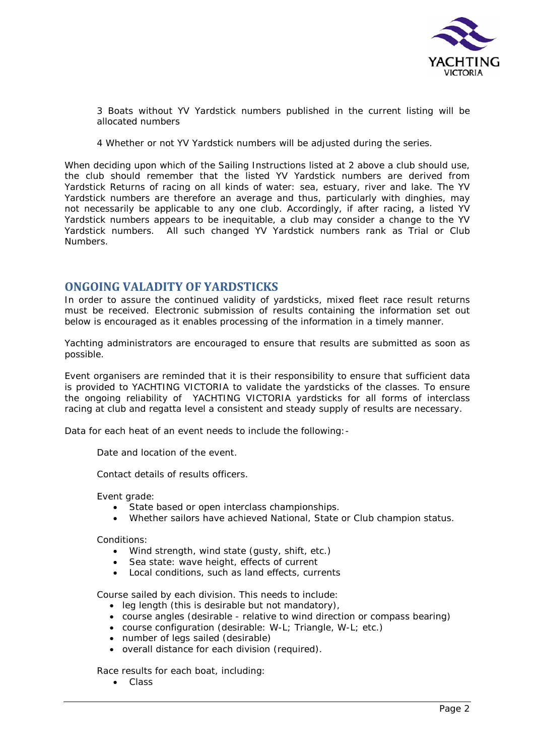3 Boats without YV Yardstick numbers published in the current listing will be allocated numbers

4 Whether or not YV Yardstick numbers will be adjusted during the series.

When deciding upon which of the Sailing Instructions listed at 2 above a club should use, the club should remember that the listed YV Yardstick numbers are derived from Yardstick Returns of racing on all kinds of water: sea, estuary, river and lake. The YV Yardstick numbers are therefore an average and thus, particularly with dinghies, may not necessarily be applicable to any one club. Accordingly, if after racing, a listed YV Yardstick numbers appears to be inequitable, a club may consider a change to the YV Yardstick numbers. All such changed YV Yardstick numbers rank as Trial or Club Numbers.

## ONGOING VALADITY OF YARDSTICKS

In order to assure the continued validity of yardsticks, mixed fleet race result returns must be received. Electronic submission of results containing the information set out below is encouraged as it enables processing of the information in a timely manner.

Yachting administrators are encouraged to ensure that results are submitted as soon as possible.

Event organisers are reminded that it is their responsibility to ensure that sufficient data is provided to YACHTING VICTORIA to validate the yardsticks of the classes. To ensure the ongoing reliability of YACHTING VICTORIA yardsticks for all forms of interclass racing at club and regatta level a consistent and steady supply of results are necessary.

Data for each heat of an event needs to include the following:-

Date and location of the event.

Contact details of results officers.

Event grade:

- State based or open interclass championships.
- Whether sailors have achieved National, State or Club champion status.

Conditions:

- Wind strength, wind state (gusty, shift, etc.)
- Sea state: wave height, effects of current
- Local conditions, such as land effects, currents

Course sailed by each division. This needs to include:

- leg length (this is desirable but not mandatory),
- course angles (desirable - relative to wind direction or compass bearing)
- course configuration (desirable: W-L; Triangle, W-L; etc.)
- number of legs sailed (desirable)
- overall distance for each division (required).

Race results for each boat, including:

- Class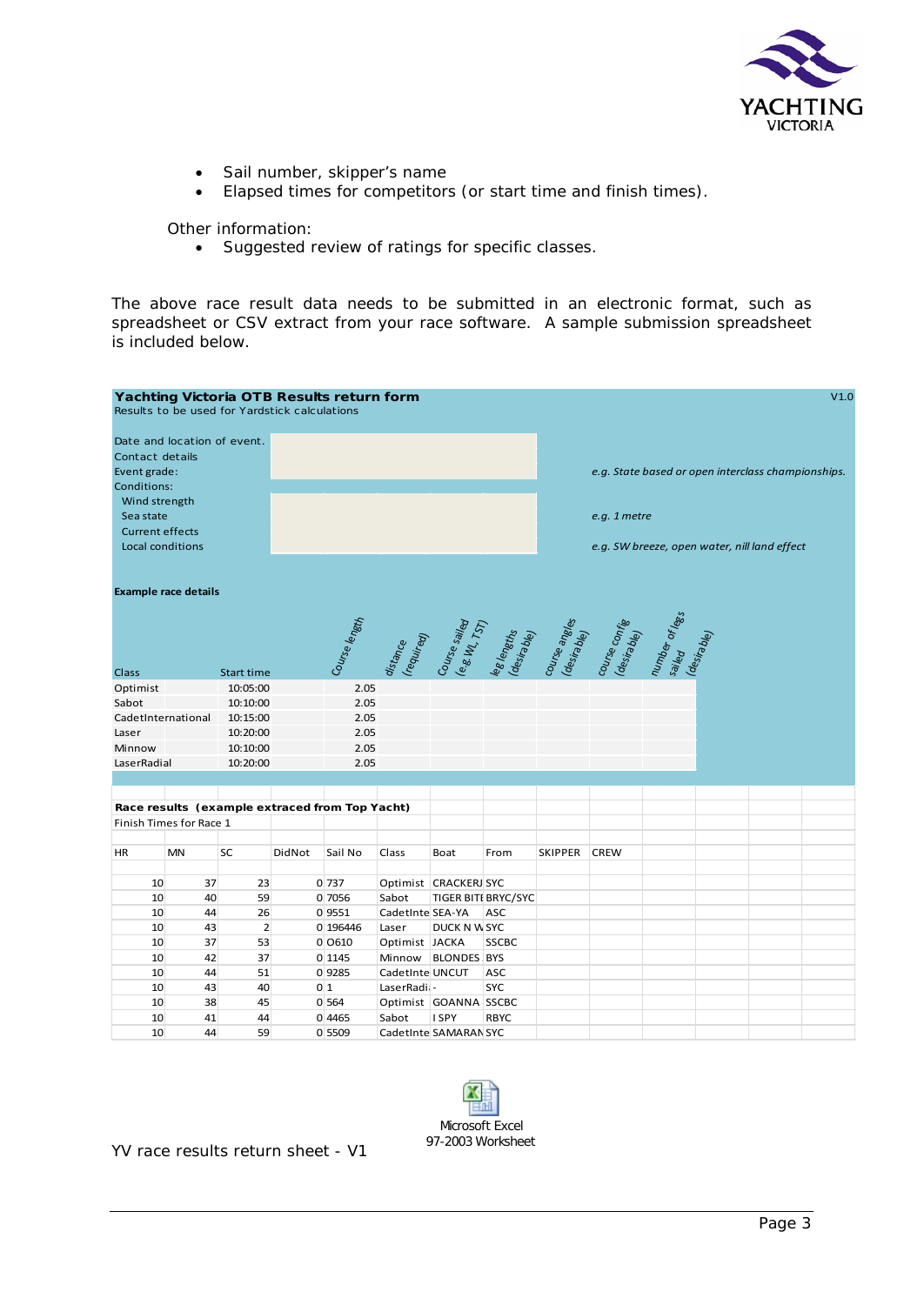- Sail number, skipper's name
- Elapsed times for competitors (or start time and finish times).

Other information:

- Suggested review of ratings for specific classes.

The above race result data needs to be submitted in an electronic format, such as spreadsheet or CSV extract from your race software. A sample submission spreadsheet is included below.

**Yachting Victoria OTB Results return form** V1.0

Results to be used for Yardstick calculations

| | | |
|---|---|---|
| Date and location of event. | | |
| Contact details | | |
| Event grade: | | *e.g. State based or open interclass championships.* |
| Conditions: | | |
| Wind strength | | |
| Sea state | | *e.g. 1 metre* |
| Current effects | | |
| Local conditions | | *e.g. SW breeze, open water, nill land effect* |

**Example race details**

| Class | Start time | Course length | distance (required) | Course sailed (e.g. WL, TST) | leg lengths (desirable) | course angles (desirable) | course config (desirable) | number of legs sailed (desirable) |
|---|---|---|---|---|---|---|---|---|
| Optimist | 10:05:00 | 2.05 | | | | | | |
| Sabot | 10:10:00 | 2.05 | | | | | | |
| CadetInternational | 10:15:00 | 2.05 | | | | | | |
| Laser | 10:20:00 | 2.05 | | | | | | |
| Minnow | 10:10:00 | 2.05 | | | | | | |
| LaserRadial | 10:20:00 | 2.05 | | | | | | |

**Race results (example extraced from Top Yacht)**

Finish Times for Race 1

| HR | MN | SC | DidNot | Sail No | Class | Boat | From | SKIPPER | CREW |
|---|---|---|---|---|---|---|---|---|---|
| 10 | 37 | 23 | 0 | 737 | Optimist | CRACKERJ | SYC | | |
| 10 | 40 | 59 | 0 | 7056 | Sabot | TIGER BITE | BRYC/SYC | | |
| 10 | 44 | 26 | 0 | 9551 | CadetInte | SEA-YA | ASC | | |
| 10 | 43 | 2 | 0 | 196446 | Laser | DUCK N W | SYC | | |
| 10 | 37 | 53 | 0 | O610 | Optimist | JACKA | SSCBC | | |
| 10 | 42 | 37 | 0 | 1145 | Minnow | BLONDES | BYS | | |
| 10 | 44 | 51 | 0 | 9285 | CadetInte | UNCUT | ASC | | |
| 10 | 43 | 40 | 0 | 1 | LaserRadi | - | SYC | | |
| 10 | 38 | 45 | 0 | 564 | Optimist | GOANNA | SSCBC | | |
| 10 | 41 | 44 | 0 | 4465 | Sabot | I SPY | RBYC | | |
| 10 | 44 | 59 | 0 | 5509 | CadetInte | SAMARAN | SYC | | |

YV race results return sheet - V1

Microsoft Excel 97-2003 Worksheet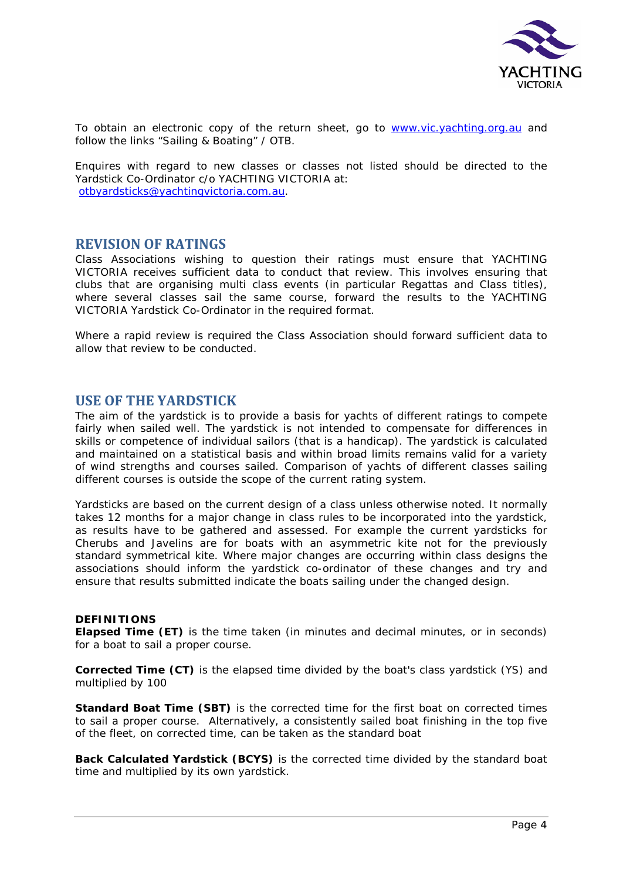To obtain an electronic copy of the return sheet, go to www.vic.yachting.org.au and follow the links "Sailing & Boating" / OTB.

Enquires with regard to new classes or classes not listed should be directed to the Yardstick Co-Ordinator c/o YACHTING VICTORIA at:
otbyardsticks@yachtingvictoria.com.au.

## REVISION OF RATINGS

Class Associations wishing to question their ratings must ensure that YACHTING VICTORIA receives sufficient data to conduct that review. This involves ensuring that clubs that are organising multi class events (in particular Regattas and Class titles), where several classes sail the same course, forward the results to the YACHTING VICTORIA Yardstick Co-Ordinator in the required format.

Where a rapid review is required the Class Association should forward sufficient data to allow that review to be conducted.

## USE OF THE YARDSTICK

The aim of the yardstick is to provide a basis for yachts of different ratings to compete fairly when sailed well. The yardstick is not intended to compensate for differences in skills or competence of individual sailors (that is a handicap). The yardstick is calculated and maintained on a statistical basis and within broad limits remains valid for a variety of wind strengths and courses sailed. Comparison of yachts of different classes sailing different courses is outside the scope of the current rating system.

Yardsticks are based on the current design of a class unless otherwise noted. It normally takes 12 months for a major change in class rules to be incorporated into the yardstick, as results have to be gathered and assessed. For example the current yardsticks for Cherubs and Javelins are for boats with an asymmetric kite not for the previously standard symmetrical kite. Where major changes are occurring within class designs the associations should inform the yardstick co-ordinator of these changes and try and ensure that results submitted indicate the boats sailing under the changed design.

**DEFINITIONS**

**Elapsed Time (ET)** is the time taken (in minutes and decimal minutes, or in seconds) for a boat to sail a proper course.

**Corrected Time (CT)** is the elapsed time divided by the boat's class yardstick (YS) and multiplied by 100

**Standard Boat Time (SBT)** is the corrected time for the first boat on corrected times to sail a proper course. Alternatively, a consistently sailed boat finishing in the top five of the fleet, on corrected time, can be taken as the standard boat

**Back Calculated Yardstick (BCYS)** is the corrected time divided by the standard boat time and multiplied by its own yardstick.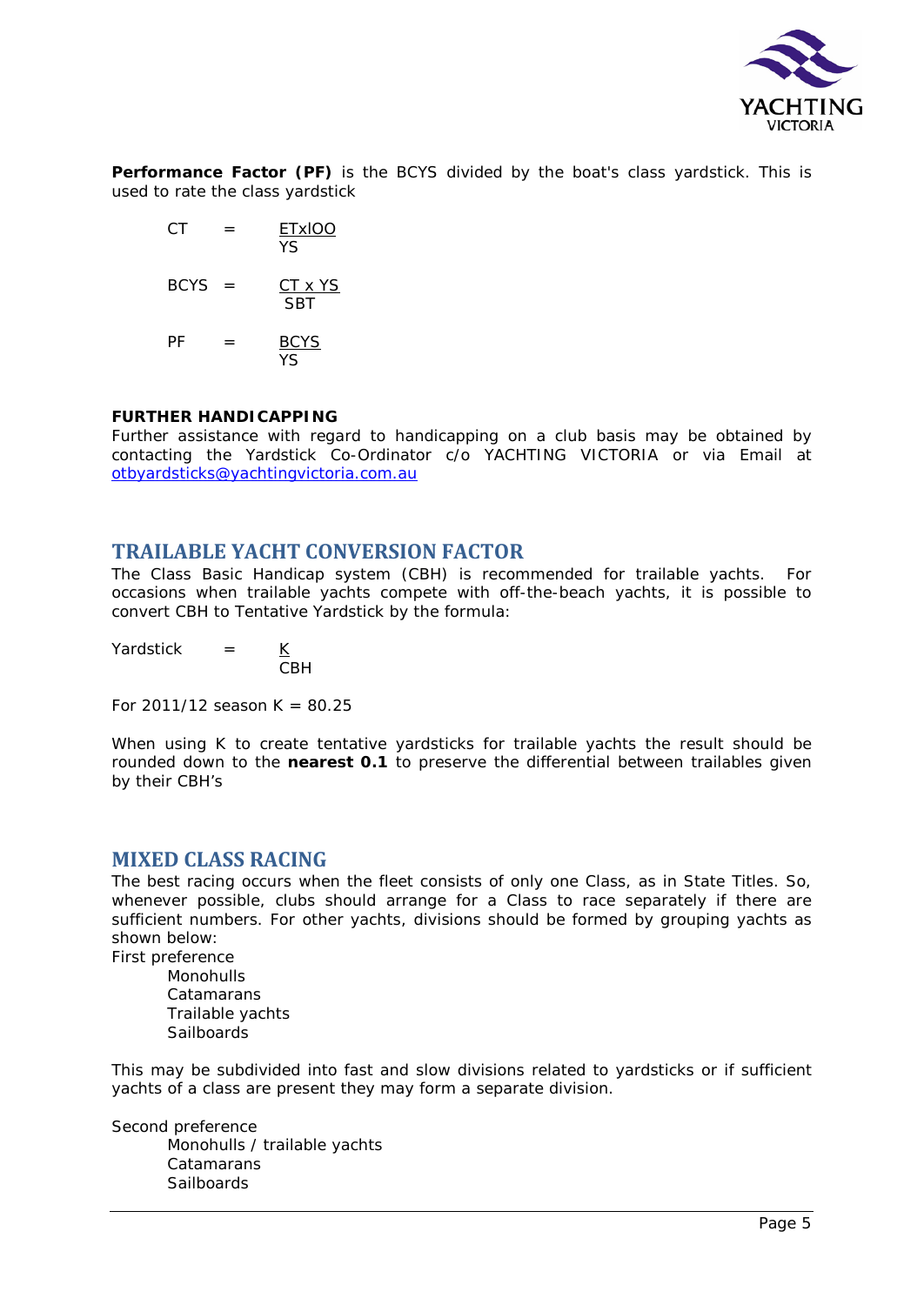**Performance Factor (PF)** is the BCYS divided by the boat's class yardstick. This is used to rate the class yardstick

$$CT = \frac{ETxlOO}{YS}$$

$$BCYS = \frac{CT \times YS}{SBT}$$

$$PF = \frac{BCYS}{YS}$$

**FURTHER HANDICAPPING**

Further assistance with regard to handicapping on a club basis may be obtained by contacting the Yardstick Co-Ordinator c/o YACHTING VICTORIA or via Email at otbyardsticks@yachtingvictoria.com.au

## TRAILABLE YACHT CONVERSION FACTOR

The Class Basic Handicap system (CBH) is recommended for trailable yachts. For occasions when trailable yachts compete with off-the-beach yachts, it is possible to convert CBH to Tentative Yardstick by the formula:

$$\text{Yardstick} = \frac{K}{CBH}$$

For 2011/12 season K = 80.25

When using K to create tentative yardsticks for trailable yachts the result should be rounded down to the **nearest 0.1** to preserve the differential between trailables given by their CBH's

## MIXED CLASS RACING

The best racing occurs when the fleet consists of only one Class, as in State Titles. So, whenever possible, clubs should arrange for a Class to race separately if there are sufficient numbers. For other yachts, divisions should be formed by grouping yachts as shown below:

First preference

- Monohulls
- Catamarans
- Trailable yachts
- Sailboards

This may be subdivided into fast and slow divisions related to yardsticks or if sufficient yachts of a class are present they may form a separate division.

Second preference

- Monohulls / trailable yachts
- Catamarans
- Sailboards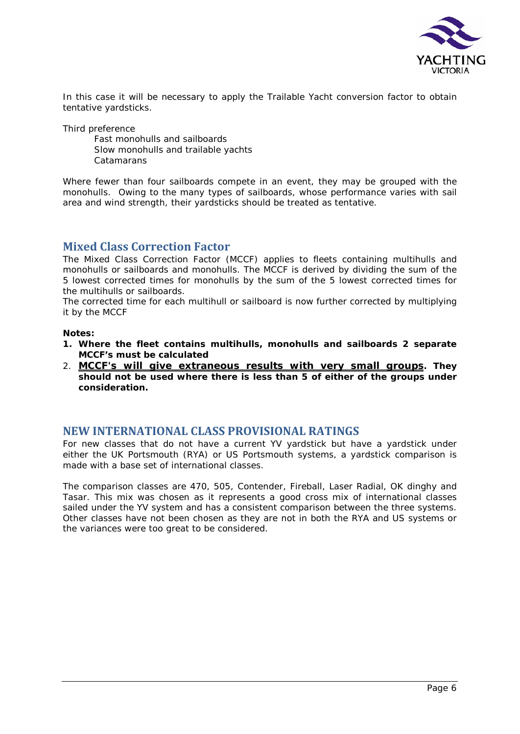In this case it will be necessary to apply the Trailable Yacht conversion factor to obtain tentative yardsticks.

Third preference

Fast monohulls and sailboards
Slow monohulls and trailable yachts
Catamarans

Where fewer than four sailboards compete in an event, they may be grouped with the monohulls. Owing to the many types of sailboards, whose performance varies with sail area and wind strength, their yardsticks should be treated as tentative.

## Mixed Class Correction Factor

The Mixed Class Correction Factor (MCCF) applies to fleets containing multihulls and monohulls or sailboards and monohulls. The MCCF is derived by dividing the sum of the 5 lowest corrected times for monohulls by the sum of the 5 lowest corrected times for the multihulls or sailboards.
The corrected time for each multihull or sailboard is now further corrected by multiplying it by the MCCF

**Notes:**

1. **Where the fleet contains multihulls, monohulls and sailboards 2 separate MCCF's must be calculated**
2. **<u>MCCF's will give extraneous results with very small groups</u>. They should not be used where there is less than 5 of either of the groups under consideration.**

## NEW INTERNATIONAL CLASS PROVISIONAL RATINGS

For new classes that do not have a current YV yardstick but have a yardstick under either the UK Portsmouth (RYA) or US Portsmouth systems, a yardstick comparison is made with a base set of international classes.

The comparison classes are 470, 505, Contender, Fireball, Laser Radial, OK dinghy and Tasar. This mix was chosen as it represents a good cross mix of international classes sailed under the YV system and has a consistent comparison between the three systems. Other classes have not been chosen as they are not in both the RYA and US systems or the variances were too great to be considered.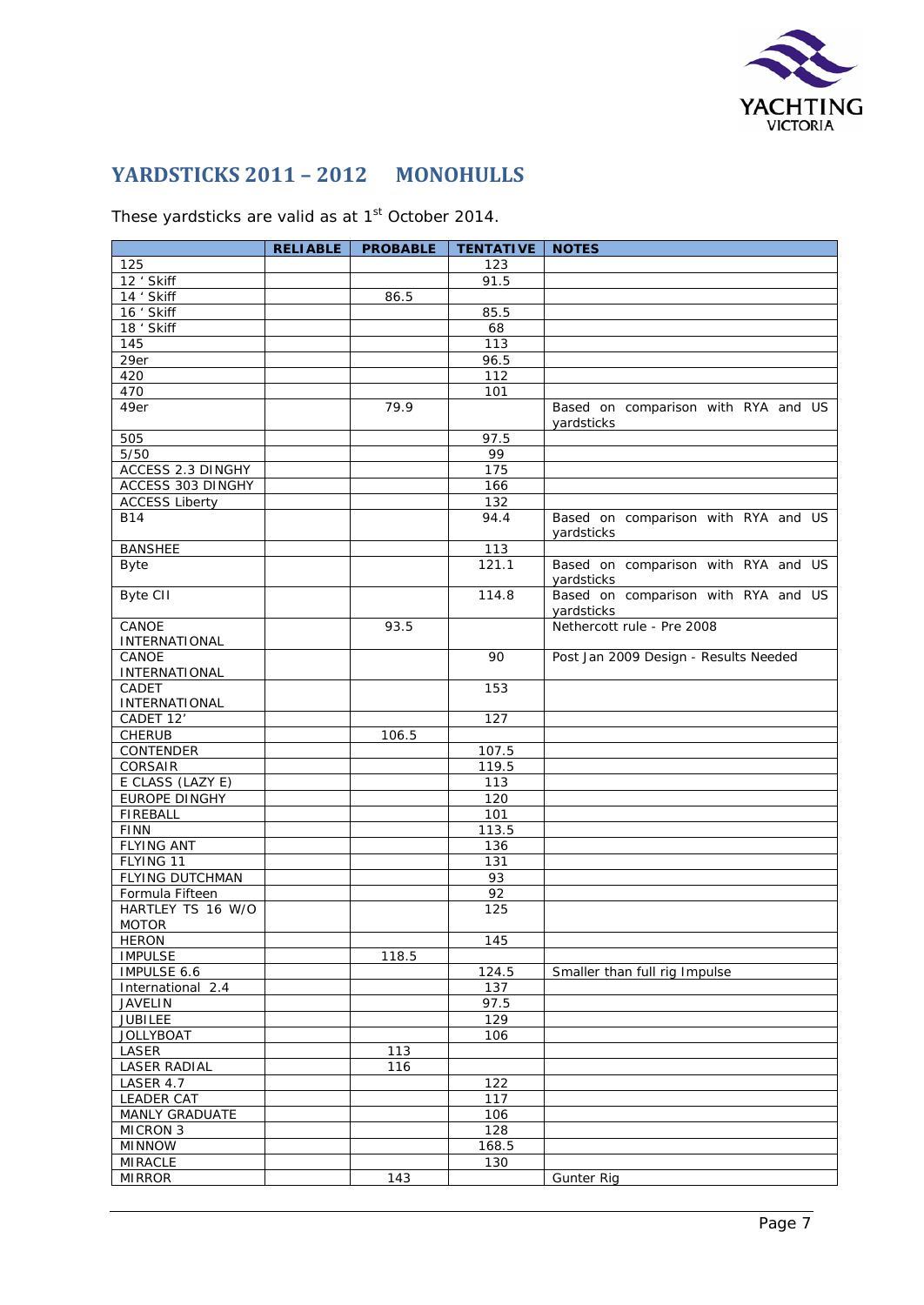## YARDSTICKS 2011 – 2012 MONOHULLS

These yardsticks are valid as at 1st October 2014.

| | RELIABLE | PROBABLE | TENTATIVE | NOTES |
|---|---|---|---|---|
| 125 | | | 123 | |
| 12 ' Skiff | | | 91.5 | |
| 14 ' Skiff | | 86.5 | | |
| 16 ' Skiff | | | 85.5 | |
| 18 ' Skiff | | | 68 | |
| 145 | | | 113 | |
| 29er | | | 96.5 | |
| 420 | | | 112 | |
| 470 | | | 101 | |
| 49er | | 79.9 | | Based on comparison with RYA and US yardsticks |
| 505 | | | 97.5 | |
| 5/50 | | | 99 | |
| ACCESS 2.3 DINGHY | | | 175 | |
| ACCESS 303 DINGHY | | | 166 | |
| ACCESS Liberty | | | 132 | |
| B14 | | | 94.4 | Based on comparison with RYA and US yardsticks |
| BANSHEE | | | 113 | |
| Byte | | | 121.1 | Based on comparison with RYA and US yardsticks |
| Byte CII | | | 114.8 | Based on comparison with RYA and US yardsticks |
| CANOE INTERNATIONAL | | 93.5 | | Nethercott rule - Pre 2008 |
| CANOE INTERNATIONAL | | | 90 | Post Jan 2009 Design - Results Needed |
| CADET INTERNATIONAL | | | 153 | |
| CADET 12' | | | 127 | |
| CHERUB | | 106.5 | | |
| CONTENDER | | | 107.5 | |
| CORSAIR | | | 119.5 | |
| E CLASS (LAZY E) | | | 113 | |
| EUROPE DINGHY | | | 120 | |
| FIREBALL | | | 101 | |
| FINN | | | 113.5 | |
| FLYING ANT | | | 136 | |
| FLYING 11 | | | 131 | |
| FLYING DUTCHMAN | | | 93 | |
| Formula Fifteen | | | 92 | |
| HARTLEY TS 16 W/O MOTOR | | | 125 | |
| HERON | | | 145 | |
| IMPULSE | | 118.5 | | |
| IMPULSE 6.6 | | | 124.5 | Smaller than full rig Impulse |
| International 2.4 | | | 137 | |
| JAVELIN | | | 97.5 | |
| JUBILEE | | | 129 | |
| JOLLYBOAT | | | 106 | |
| LASER | | 113 | | |
| LASER RADIAL | | 116 | | |
| LASER 4.7 | | | 122 | |
| LEADER CAT | | | 117 | |
| MANLY GRADUATE | | | 106 | |
| MICRON 3 | | | 128 | |
| MINNOW | | | 168.5 | |
| MIRACLE | | | 130 | |
| MIRROR | | 143 | | Gunter Rig |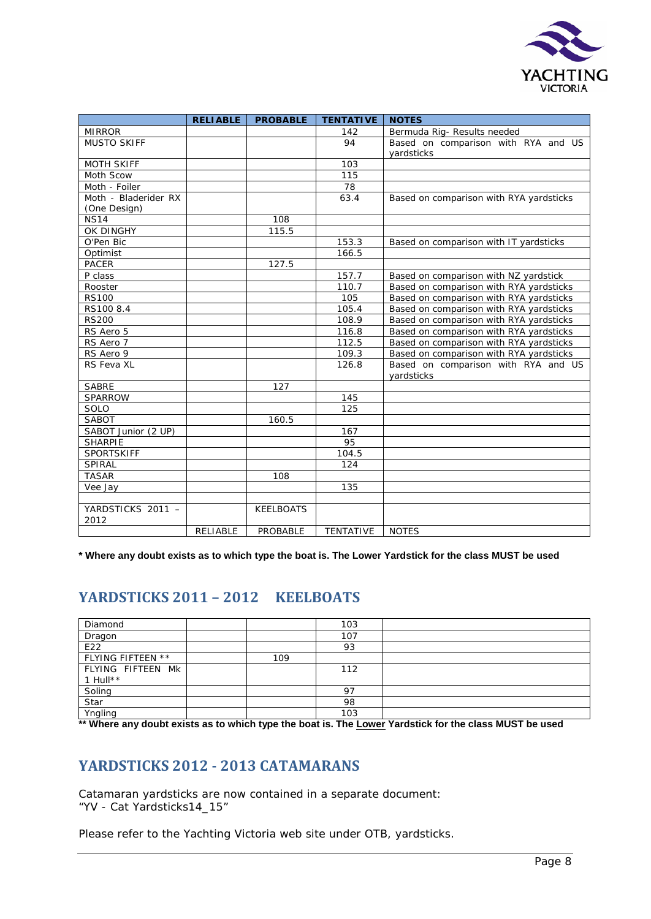| | RELIABLE | PROBABLE | TENTATIVE | NOTES |
|---|---|---|---|---|
| MIRROR | | | 142 | Bermuda Rig- Results needed |
| MUSTO SKIFF | | | 94 | Based on comparison with RYA and US yardsticks |
| MOTH SKIFF | | | 103 | |
| Moth Scow | | | 115 | |
| Moth - Foiler | | | 78 | |
| Moth - Bladerider RX (One Design) | | | 63.4 | Based on comparison with RYA yardsticks |
| NS14 | | 108 | | |
| OK DINGHY | | 115.5 | | |
| O'Pen Bic | | | 153.3 | Based on comparison with IT yardsticks |
| Optimist | | | 166.5 | |
| PACER | | 127.5 | | |
| P class | | | 157.7 | Based on comparison with NZ yardstick |
| Rooster | | | 110.7 | Based on comparison with RYA yardsticks |
| RS100 | | | 105 | Based on comparison with RYA yardsticks |
| RS100 8.4 | | | 105.4 | Based on comparison with RYA yardsticks |
| RS200 | | | 108.9 | Based on comparison with RYA yardsticks |
| RS Aero 5 | | | 116.8 | Based on comparison with RYA yardsticks |
| RS Aero 7 | | | 112.5 | Based on comparison with RYA yardsticks |
| RS Aero 9 | | | 109.3 | Based on comparison with RYA yardsticks |
| RS Feva XL | | | 126.8 | Based on comparison with RYA and US yardsticks |
| SABRE | | 127 | | |
| SPARROW | | | 145 | |
| SOLO | | | 125 | |
| SABOT | | 160.5 | | |
| SABOT Junior (2 UP) | | | 167 | |
| SHARPIE | | | 95 | |
| SPORTSKIFF | | | 104.5 | |
| SPIRAL | | | 124 | |
| TASAR | | 108 | | |
| Vee Jay | | | 135 | |
| | | | | |
| YARDSTICKS 2011 – 2012 | | KEELBOATS | | |
| | RELIABLE | PROBABLE | TENTATIVE | NOTES |

**\* Where any doubt exists as to which type the boat is. The Lower Yardstick for the class MUST be used**

## YARDSTICKS 2011 – 2012 KEELBOATS

| | | | | |
|---|---|---|---|---|
| Diamond | | | 103 | |
| Dragon | | | 107 | |
| E22 | | | 93 | |
| FLYING FIFTEEN ** | | 109 | | |
| FLYING FIFTEEN Mk 1 Hull** | | | 112 | |
| Soling | | | 97 | |
| Star | | | 98 | |
| Yngling | | | 103 | |

**** Where any doubt exists as to which type the boat is. The Lower Yardstick for the class MUST be used**

## YARDSTICKS 2012 - 2013 CATAMARANS

Catamaran yardsticks are now contained in a separate document:
"YV - Cat Yardsticks14_15"

Please refer to the Yachting Victoria web site under OTB, yardsticks.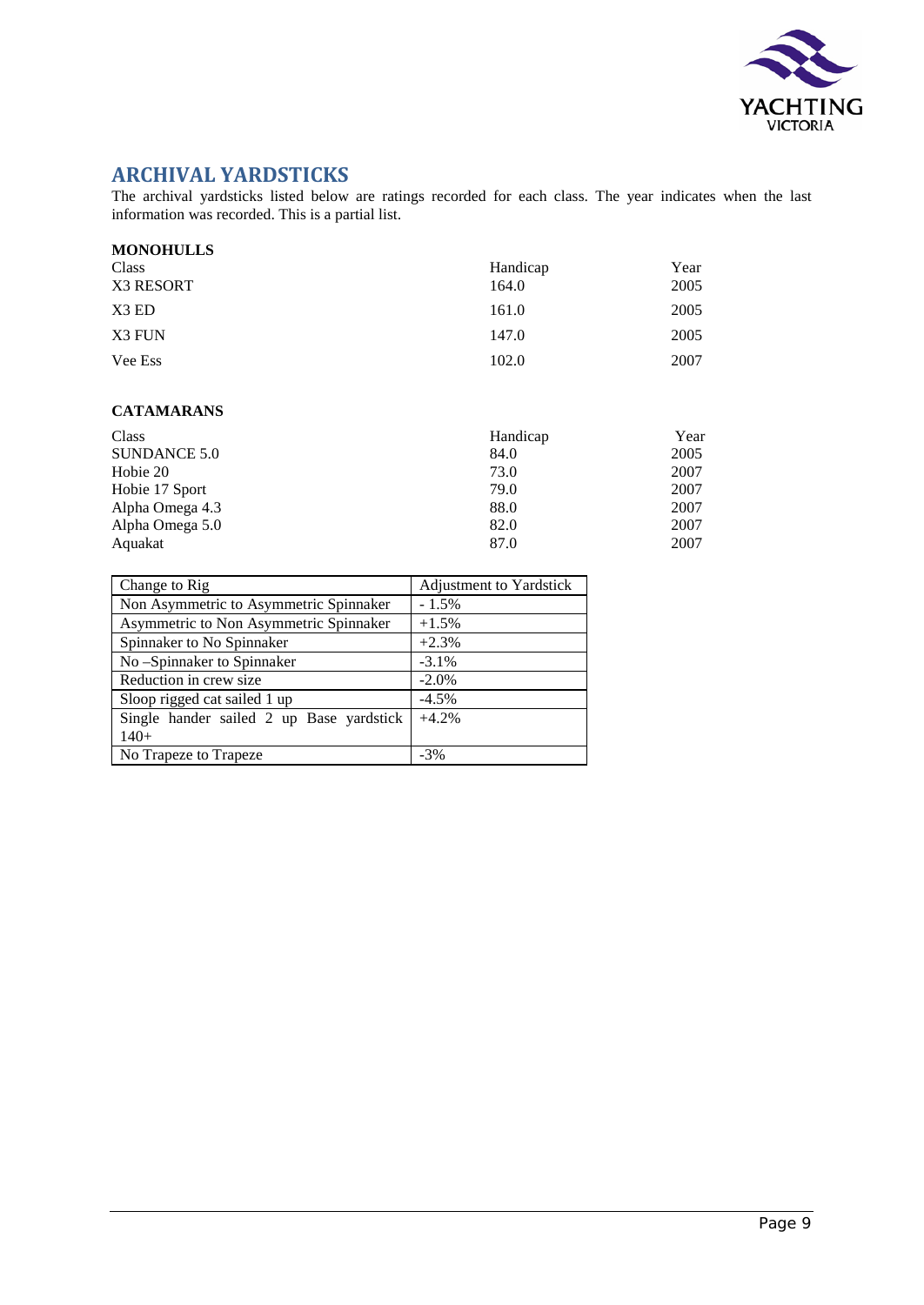## ARCHIVAL YARDSTICKS

The archival yardsticks listed below are ratings recorded for each class. The year indicates when the last information was recorded. This is a partial list.

**MONOHULLS**

| Class | Handicap | Year |
|---|---|---|
| X3 RESORT | 164.0 | 2005 |
| X3 ED | 161.0 | 2005 |
| X3 FUN | 147.0 | 2005 |
| Vee Ess | 102.0 | 2007 |

**CATAMARANS**

| Class | Handicap | Year |
|---|---|---|
| SUNDANCE 5.0 | 84.0 | 2005 |
| Hobie 20 | 73.0 | 2007 |
| Hobie 17 Sport | 79.0 | 2007 |
| Alpha Omega 4.3 | 88.0 | 2007 |
| Alpha Omega 5.0 | 82.0 | 2007 |
| Aquakat | 87.0 | 2007 |

| Change to Rig | Adjustment to Yardstick |
|---|---|
| Non Asymmetric to Asymmetric Spinnaker | - 1.5% |
| Asymmetric to Non Asymmetric Spinnaker | +1.5% |
| Spinnaker to No Spinnaker | +2.3% |
| No –Spinnaker to Spinnaker | -3.1% |
| Reduction in crew size | -2.0% |
| Sloop rigged cat sailed 1 up | -4.5% |
| Single hander sailed 2 up Base yardstick 140+ | +4.2% |
| No Trapeze to Trapeze | -3% |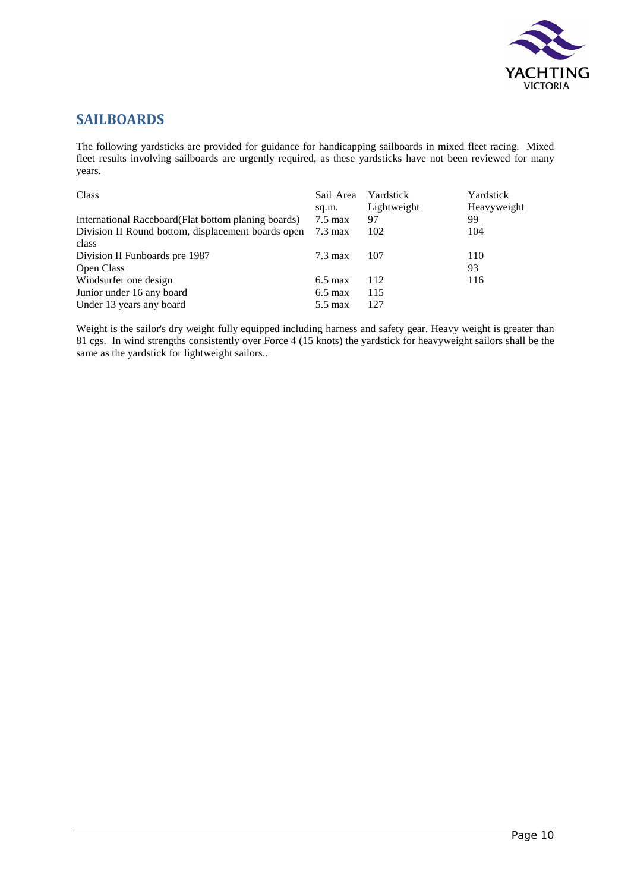## SAILBOARDS

The following yardsticks are provided for guidance for handicapping sailboards in mixed fleet racing. Mixed fleet results involving sailboards are urgently required, as these yardsticks have not been reviewed for many years.

| Class | Sail Area sq.m. | Yardstick Lightweight | Yardstick Heavyweight |
|---|---|---|---|
| International Raceboard(Flat bottom planing boards) | 7.5 max | 97 | 99 |
| Division II Round bottom, displacement boards open class | 7.3 max | 102 | 104 |
| Division II Funboards pre 1987 | 7.3 max | 107 | 110 |
| Open Class | | | 93 |
| Windsurfer one design | 6.5 max | 112 | 116 |
| Junior under 16 any board | 6.5 max | 115 | |
| Under 13 years any board | 5.5 max | 127 | |

Weight is the sailor's dry weight fully equipped including harness and safety gear. Heavy weight is greater than 81 cgs. In wind strengths consistently over Force 4 (15 knots) the yardstick for heavyweight sailors shall be the same as the yardstick for lightweight sailors..